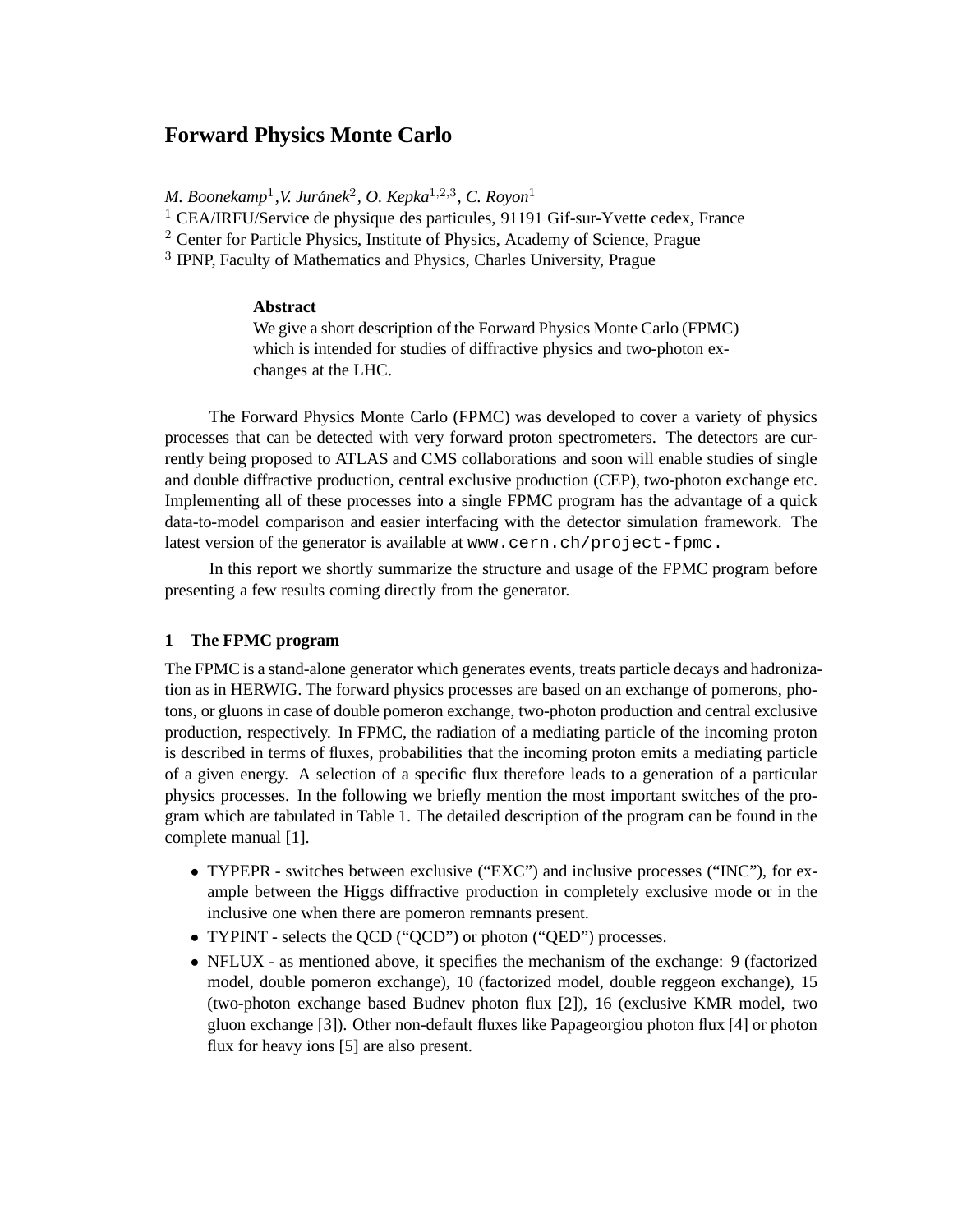# Forward Physics Monte Carlo

*M. Boonekamp*[1]*,V. Juránek*[2]*, O. Kepka*[1,2,3]*, C. Royon*[1]

[1] CEA/IRFU/Service de physique des particules, 91191 Gif-sur-Yvette cedex, France

[2] Center for Particle Physics, Institute of Physics, Academy of Science, Prague

[3] IPNP, Faculty of Mathematics and Physics, Charles University, Prague

**Abstract**

We give a short description of the Forward Physics Monte Carlo (FPMC) which is intended for studies of diffractive physics and two-photon exchanges at the LHC.

The Forward Physics Monte Carlo (FPMC) was developed to cover a variety of physics processes that can be detected with very forward proton spectrometers. The detectors are currently being proposed to ATLAS and CMS collaborations and soon will enable studies of single and double diffractive production, central exclusive production (CEP), two-photon exchange etc. Implementing all of these processes into a single FPMC program has the advantage of a quick data-to-model comparison and easier interfacing with the detector simulation framework. The latest version of the generator is available at `www.cern.ch/project-fpmc.`

In this report we shortly summarize the structure and usage of the FPMC program before presenting a few results coming directly from the generator.

## 1 The FPMC program

The FPMC is a stand-alone generator which generates events, treats particle decays and hadronization as in HERWIG. The forward physics processes are based on an exchange of pomerons, photons, or gluons in case of double pomeron exchange, two-photon production and central exclusive production, respectively. In FPMC, the radiation of a mediating particle of the incoming proton is described in terms of fluxes, probabilities that the incoming proton emits a mediating particle of a given energy. A selection of a specific flux therefore leads to a generation of a particular physics processes. In the following we briefly mention the most important switches of the program which are tabulated in Table 1. The detailed description of the program can be found in the complete manual [1].

- TYPEPR - switches between exclusive ("EXC") and inclusive processes ("INC"), for example between the Higgs diffractive production in completely exclusive mode or in the inclusive one when there are pomeron remnants present.
- TYPINT - selects the QCD ("QCD") or photon ("QED") processes.
- NFLUX - as mentioned above, it specifies the mechanism of the exchange: 9 (factorized model, double pomeron exchange), 10 (factorized model, double reggeon exchange), 15 (two-photon exchange based Budnev photon flux [2]), 16 (exclusive KMR model, two gluon exchange [3]). Other non-default fluxes like Papageorgiou photon flux [4] or photon flux for heavy ions [5] are also present.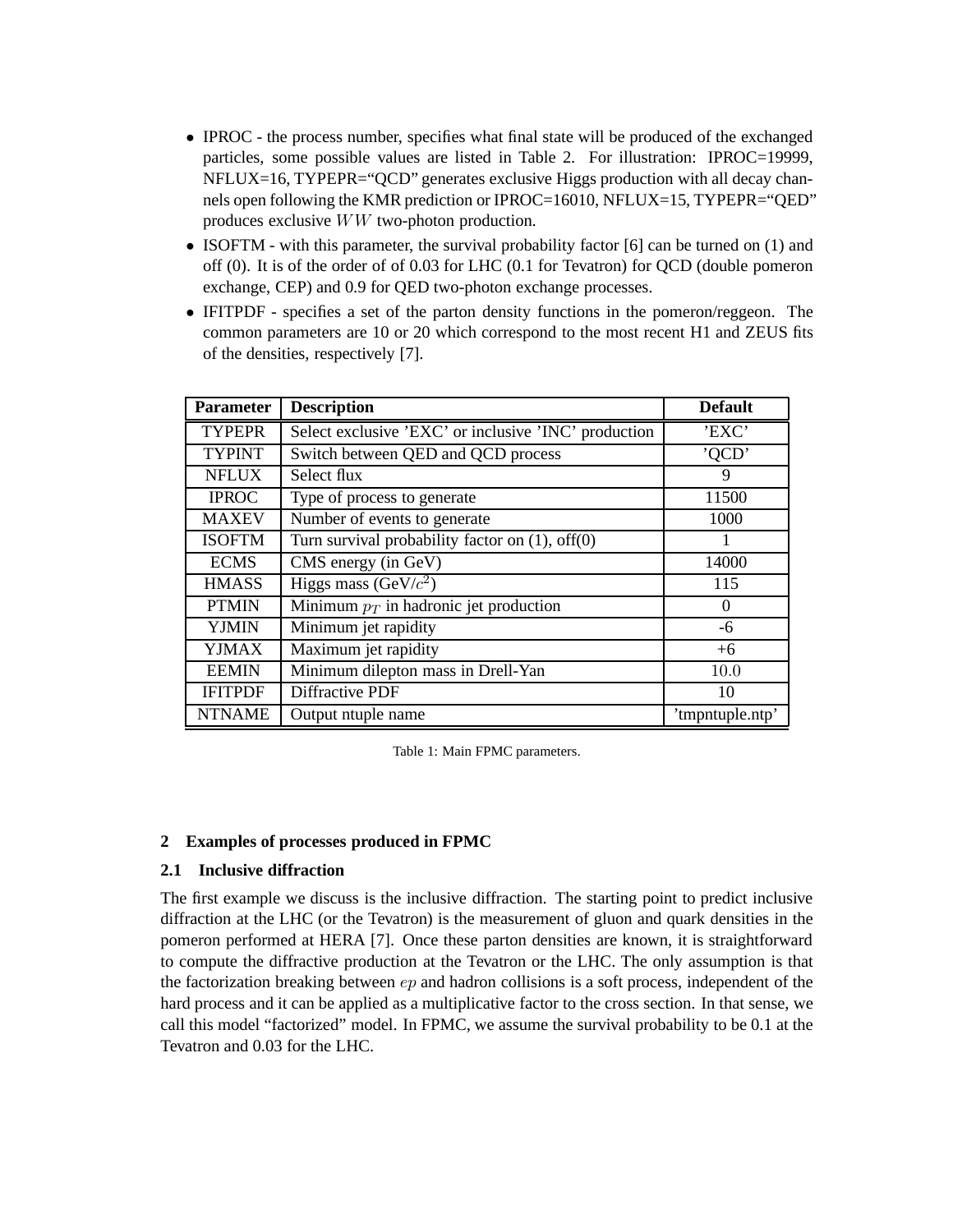- IPROC - the process number, specifies what final state will be produced of the exchanged particles, some possible values are listed in Table 2. For illustration: IPROC=19999, NFLUX=16, TYPEPR="QCD" generates exclusive Higgs production with all decay channels open following the KMR prediction or IPROC=16010, NFLUX=15, TYPEPR="QED" produces exclusive $WW$ two-photon production.
- ISOFTM - with this parameter, the survival probability factor [6] can be turned on (1) and off (0). It is of the order of of 0.03 for LHC (0.1 for Tevatron) for QCD (double pomeron exchange, CEP) and 0.9 for QED two-photon exchange processes.
- IFITPDF - specifies a set of the parton density functions in the pomeron/reggeon. The common parameters are 10 or 20 which correspond to the most recent H1 and ZEUS fits of the densities, respectively [7].

| Parameter | Description | Default |
|---|---|---|
| TYPEPR | Select exclusive 'EXC' or inclusive 'INC' production | 'EXC' |
| TYPINT | Switch between QED and QCD process | 'QCD' |
| NFLUX | Select flux | 9 |
| IPROC | Type of process to generate | 11500 |
| MAXEV | Number of events to generate | 1000 |
| ISOFTM | Turn survival probability factor on (1), off(0) | 1 |
| ECMS | CMS energy (in GeV) | 14000 |
| HMASS | Higgs mass (GeV/$c^2$) | 115 |
| PTMIN | Minimum $p_T$ in hadronic jet production | 0 |
| YJMIN | Minimum jet rapidity | -6 |
| YJMAX | Maximum jet rapidity | +6 |
| EEMIN | Minimum dilepton mass in Drell-Yan | 10.0 |
| IFITPDF | Diffractive PDF | 10 |
| NTNAME | Output ntuple name | 'tmpntuple.ntp' |

Table 1: Main FPMC parameters.

## 2 Examples of processes produced in FPMC

### 2.1 Inclusive diffraction

The first example we discuss is the inclusive diffraction. The starting point to predict inclusive diffraction at the LHC (or the Tevatron) is the measurement of gluon and quark densities in the pomeron performed at HERA [7]. Once these parton densities are known, it is straightforward to compute the diffractive production at the Tevatron or the LHC. The only assumption is that the factorization breaking between $ep$ and hadron collisions is a soft process, independent of the hard process and it can be applied as a multiplicative factor to the cross section. In that sense, we call this model "factorized" model. In FPMC, we assume the survival probability to be 0.1 at the Tevatron and 0.03 for the LHC.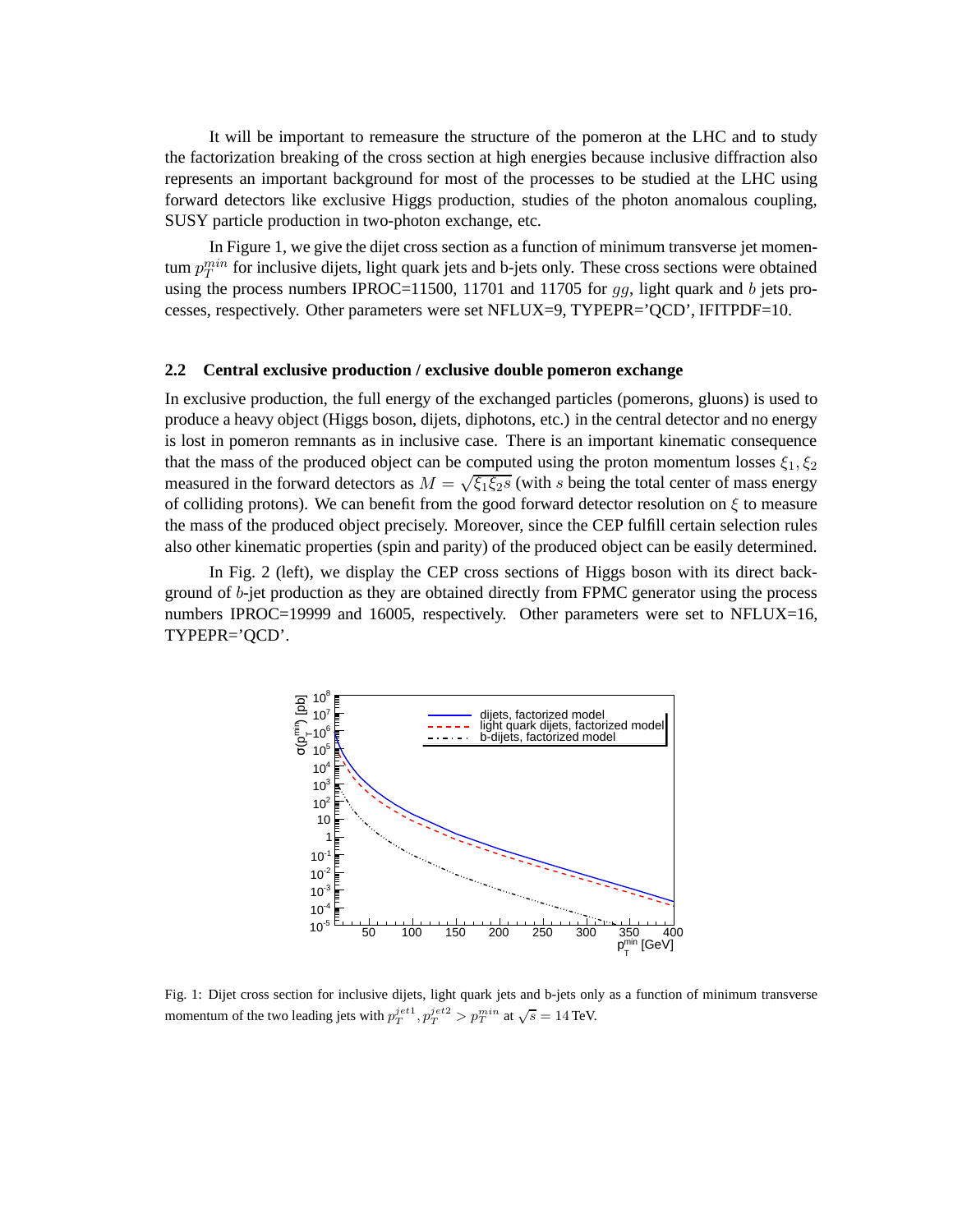It will be important to remeasure the structure of the pomeron at the LHC and to study the factorization breaking of the cross section at high energies because inclusive diffraction also represents an important background for most of the processes to be studied at the LHC using forward detectors like exclusive Higgs production, studies of the photon anomalous coupling, SUSY particle production in two-photon exchange, etc.

In Figure 1, we give the dijet cross section as a function of minimum transverse jet momentum $p_T^{min}$ for inclusive dijets, light quark jets and b-jets only. These cross sections were obtained using the process numbers IPROC=11500, 11701 and 11705 for $gg$, light quark and $b$ jets processes, respectively. Other parameters were set NFLUX=9, TYPEPR='QCD', IFITPDF=10.

### 2.2 Central exclusive production / exclusive double pomeron exchange

In exclusive production, the full energy of the exchanged particles (pomerons, gluons) is used to produce a heavy object (Higgs boson, dijets, diphotons, etc.) in the central detector and no energy is lost in pomeron remnants as in inclusive case. There is an important kinematic consequence that the mass of the produced object can be computed using the proton momentum losses $\xi_1, \xi_2$ measured in the forward detectors as $M = \sqrt{\xi_1 \xi_2 s}$ (with $s$ being the total center of mass energy of colliding protons). We can benefit from the good forward detector resolution on $\xi$ to measure the mass of the produced object precisely. Moreover, since the CEP fulfill certain selection rules also other kinematic properties (spin and parity) of the produced object can be easily determined.

In Fig. 2 (left), we display the CEP cross sections of Higgs boson with its direct background of $b$-jet production as they are obtained directly from FPMC generator using the process numbers IPROC=19999 and 16005, respectively. Other parameters were set to NFLUX=16, TYPEPR='QCD'.

Fig. 1: Dijet cross section for inclusive dijets, light quark jets and b-jets only as a function of minimum transverse momentum of the two leading jets with $p_T^{jet1}, p_T^{jet2} > p_T^{min}$ at $\sqrt{s} = 14$ TeV.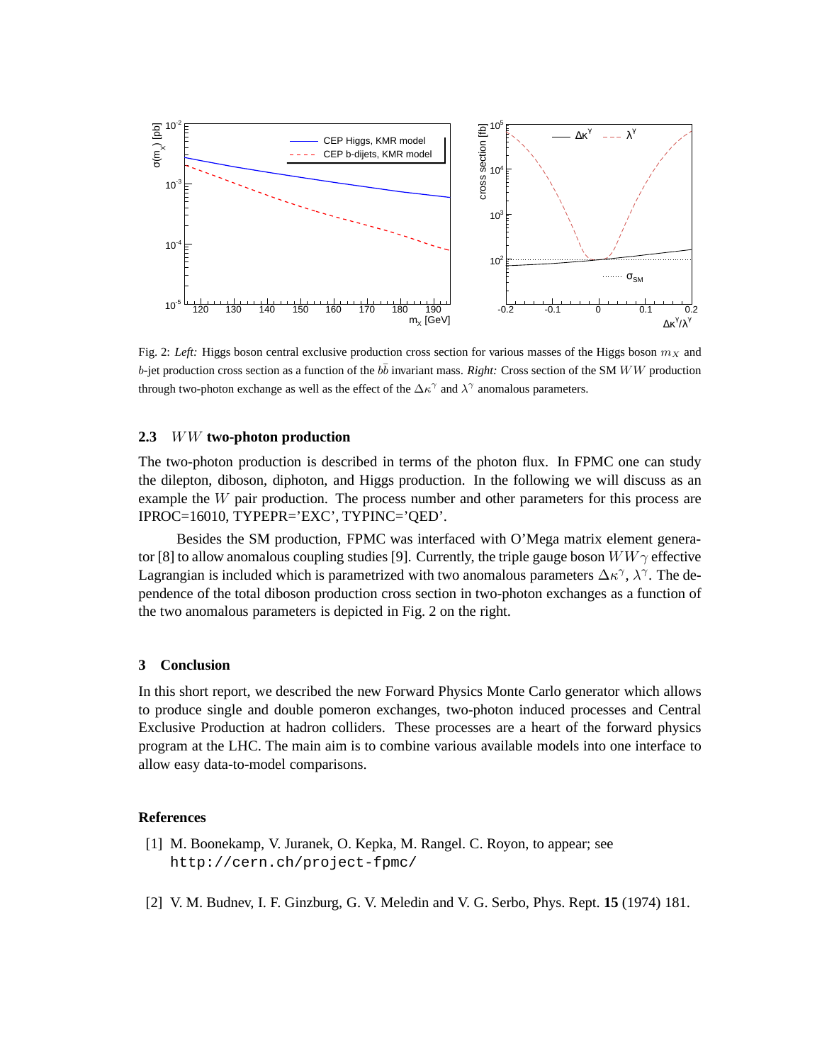Fig. 2: *Left:* Higgs boson central exclusive production cross section for various masses of the Higgs boson $m_X$ and $b$-jet production cross section as a function of the $b\bar{b}$ invariant mass. *Right:* Cross section of the SM $WW$ production through two-photon exchange as well as the effect of the $\Delta\kappa^\gamma$ and $\lambda^\gamma$ anomalous parameters.

### 2.3 $WW$ two-photon production

The two-photon production is described in terms of the photon flux. In FPMC one can study the dilepton, diboson, diphoton, and Higgs production. In the following we will discuss as an example the $W$ pair production. The process number and other parameters for this process are IPROC=16010, TYPEPR='EXC', TYPINC='QED'.

Besides the SM production, FPMC was interfaced with O'Mega matrix element generator [8] to allow anomalous coupling studies [9]. Currently, the triple gauge boson $WW\gamma$ effective Lagrangian is included which is parametrized with two anomalous parameters $\Delta\kappa^\gamma$, $\lambda^\gamma$. The dependence of the total diboson production cross section in two-photon exchanges as a function of the two anomalous parameters is depicted in Fig. 2 on the right.

## 3 Conclusion

In this short report, we described the new Forward Physics Monte Carlo generator which allows to produce single and double pomeron exchanges, two-photon induced processes and Central Exclusive Production at hadron colliders. These processes are a heart of the forward physics program at the LHC. The main aim is to combine various available models into one interface to allow easy data-to-model comparisons.

## References

[1] M. Boonekamp, V. Juranek, O. Kepka, M. Rangel. C. Royon, to appear; see http://cern.ch/project-fpmc/

[2] V. M. Budnev, I. F. Ginzburg, G. V. Meledin and V. G. Serbo, Phys. Rept. **15** (1974) 181.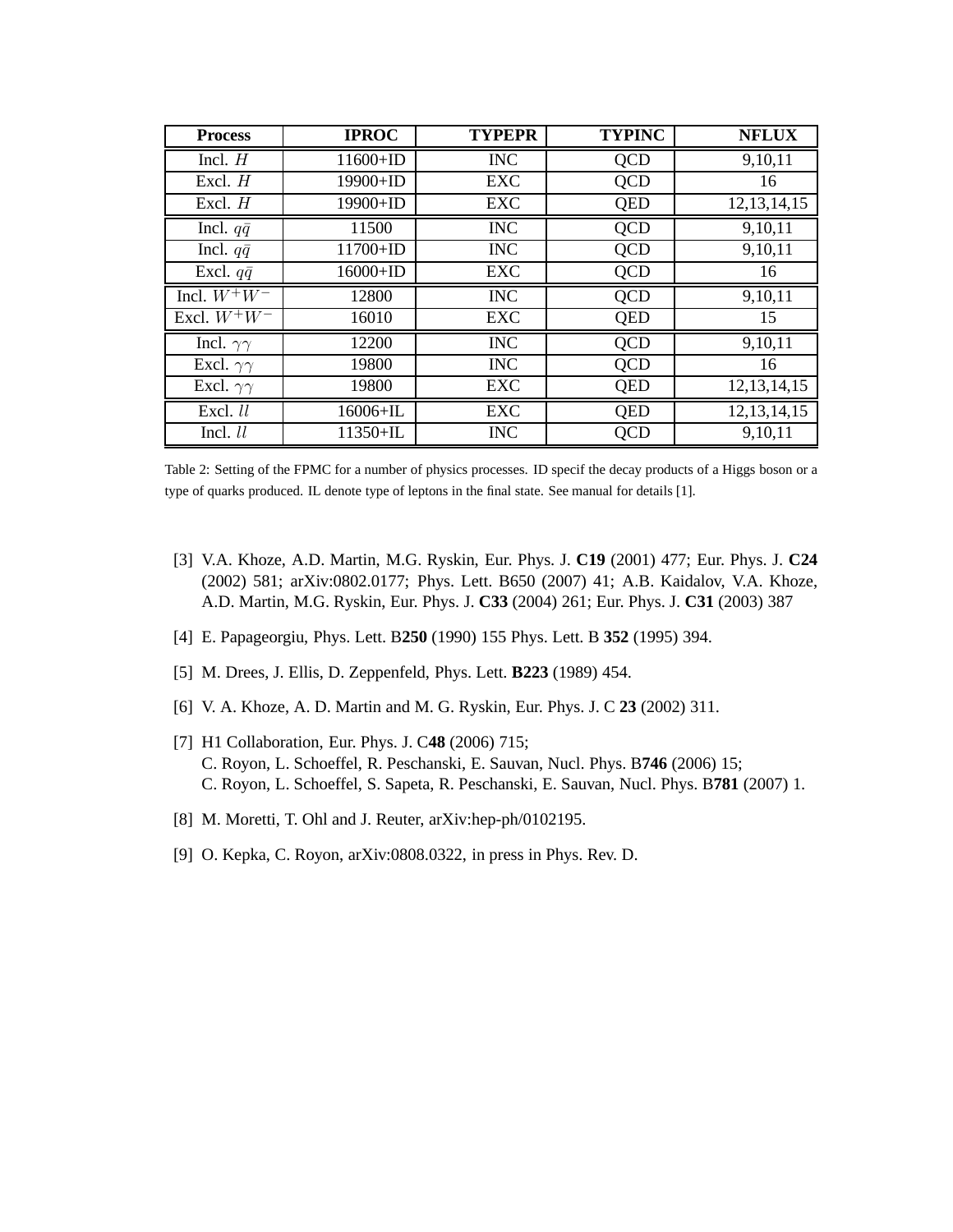| Process | IPROC | TYPEPR | TYPINC | NFLUX |
|---|---|---|---|---|
| Incl. $H$ | 11600+ID | INC | QCD | 9,10,11 |
| Excl. $H$ | 19900+ID | EXC | QCD | 16 |
| Excl. $H$ | 19900+ID | EXC | QED | 12,13,14,15 |
| Incl. $q\bar{q}$ | 11500 | INC | QCD | 9,10,11 |
| Incl. $q\bar{q}$ | 11700+ID | INC | QCD | 9,10,11 |
| Excl. $q\bar{q}$ | 16000+ID | EXC | QCD | 16 |
| Incl. $W^+W^-$ | 12800 | INC | QCD | 9,10,11 |
| Excl. $W^+W^-$ | 16010 | EXC | QED | 15 |
| Incl. $\gamma\gamma$ | 12200 | INC | QCD | 9,10,11 |
| Excl. $\gamma\gamma$ | 19800 | INC | QCD | 16 |
| Excl. $\gamma\gamma$ | 19800 | EXC | QED | 12,13,14,15 |
| Excl. $ll$ | 16006+IL | EXC | QED | 12,13,14,15 |
| Incl. $ll$ | 11350+IL | INC | QCD | 9,10,11 |

Table 2: Setting of the FPMC for a number of physics processes. ID specif the decay products of a Higgs boson or a type of quarks produced. IL denote type of leptons in the final state. See manual for details [1].

[3] V.A. Khoze, A.D. Martin, M.G. Ryskin, Eur. Phys. J. **C19** (2001) 477; Eur. Phys. J. **C24** (2002) 581; arXiv:0802.0177; Phys. Lett. B650 (2007) 41; A.B. Kaidalov, V.A. Khoze, A.D. Martin, M.G. Ryskin, Eur. Phys. J. **C33** (2004) 261; Eur. Phys. J. **C31** (2003) 387

[4] E. Papageorgiu, Phys. Lett. B**250** (1990) 155 Phys. Lett. B **352** (1995) 394.

[5] M. Drees, J. Ellis, D. Zeppenfeld, Phys. Lett. **B223** (1989) 454.

[6] V. A. Khoze, A. D. Martin and M. G. Ryskin, Eur. Phys. J. C **23** (2002) 311.

[7] H1 Collaboration, Eur. Phys. J. C**48** (2006) 715;
C. Royon, L. Schoeffel, R. Peschanski, E. Sauvan, Nucl. Phys. B**746** (2006) 15;
C. Royon, L. Schoeffel, S. Sapeta, R. Peschanski, E. Sauvan, Nucl. Phys. B**781** (2007) 1.

[8] M. Moretti, T. Ohl and J. Reuter, arXiv:hep-ph/0102195.

[9] O. Kepka, C. Royon, arXiv:0808.0322, in press in Phys. Rev. D.